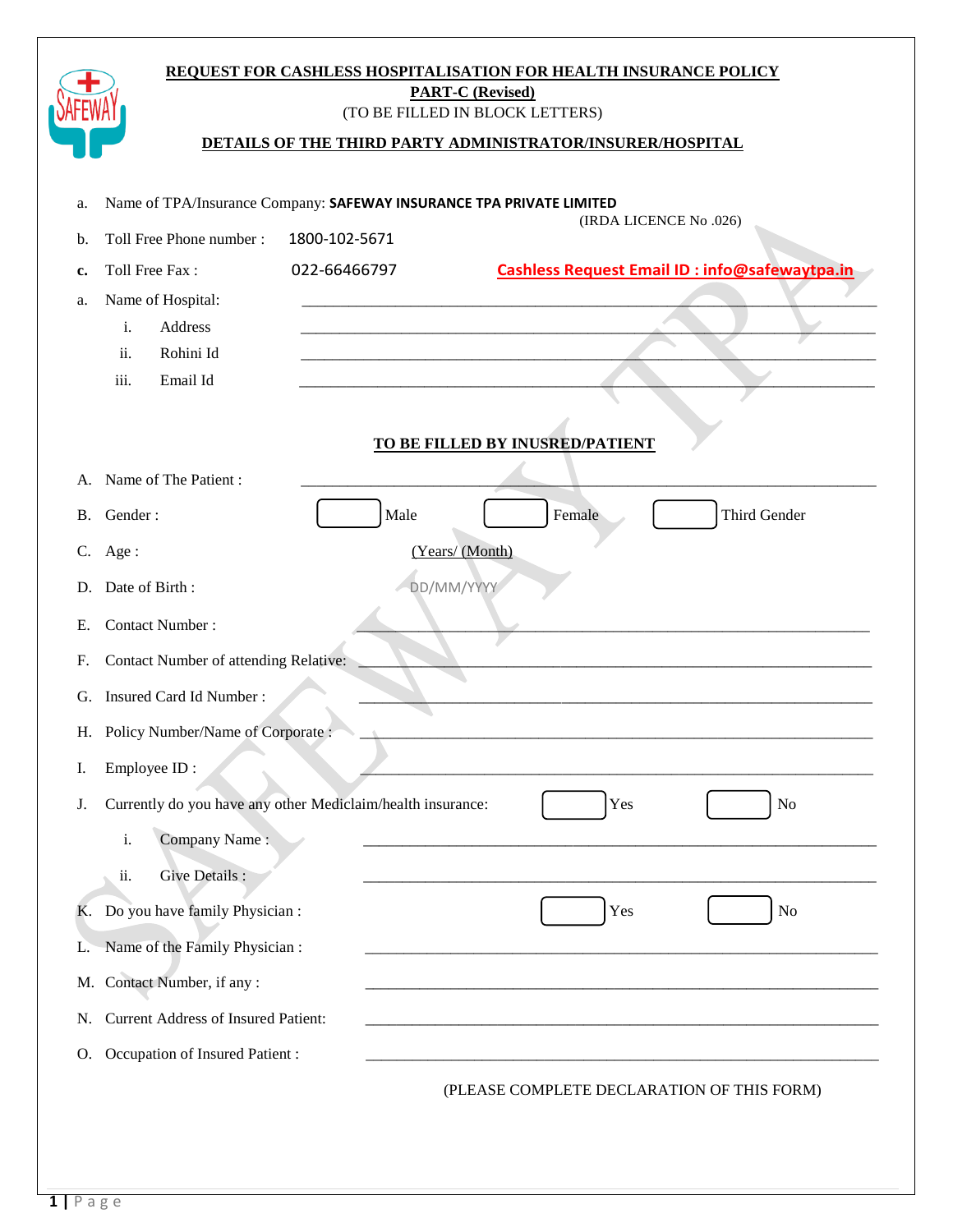**REQUEST FOR CASHLESS HOSPITALISATION FOR HEALTH INSURANCE POLICY**

**PART-C (Revised)**

(TO BE FILLED IN BLOCK LETTERS)

**DETAILS OF THE THIRD PARTY ADMINISTRATOR/INSURER/HOSPITAL**

a. Name of TPA/Insurance Company: **SAFEWAY INSURANCE TPA PRIVATE LIMITED**
(IRDA LICENCE No .026)

b. Toll Free Phone number : 1800-102-5671

c. Toll Free Fax : 022-66466797 **Cashless Request Email ID : info@safewaytpa.in**

a. Name of Hospital: ______________________________

i. Address ______________________________

ii. Rohini Id ______________________________

iii. Email Id ______________________________

**TO BE FILLED BY INUSRED/PATIENT**

A. Name of The Patient : ______________________________

B. Gender : ☐ Male ☐ Female ☐ Third Gender

C. Age : (Years/ (Month)

D. Date of Birth : DD/MM/YYYY

E. Contact Number : ______________________________

F. Contact Number of attending Relative: ______________________________

G. Insured Card Id Number : ______________________________

H. Policy Number/Name of Corporate : ______________________________

I. Employee ID : ______________________________

J. Currently do you have any other Mediclaim/health insurance: ☐ Yes ☐ No

i. Company Name : ______________________________

ii. Give Details : ______________________________

K. Do you have family Physician : ☐ Yes ☐ No

L. Name of the Family Physician : ______________________________

M. Contact Number, if any : ______________________________

N. Current Address of Insured Patient: ______________________________

O. Occupation of Insured Patient : ______________________________

(PLEASE COMPLETE DECLARATION OF THIS FORM)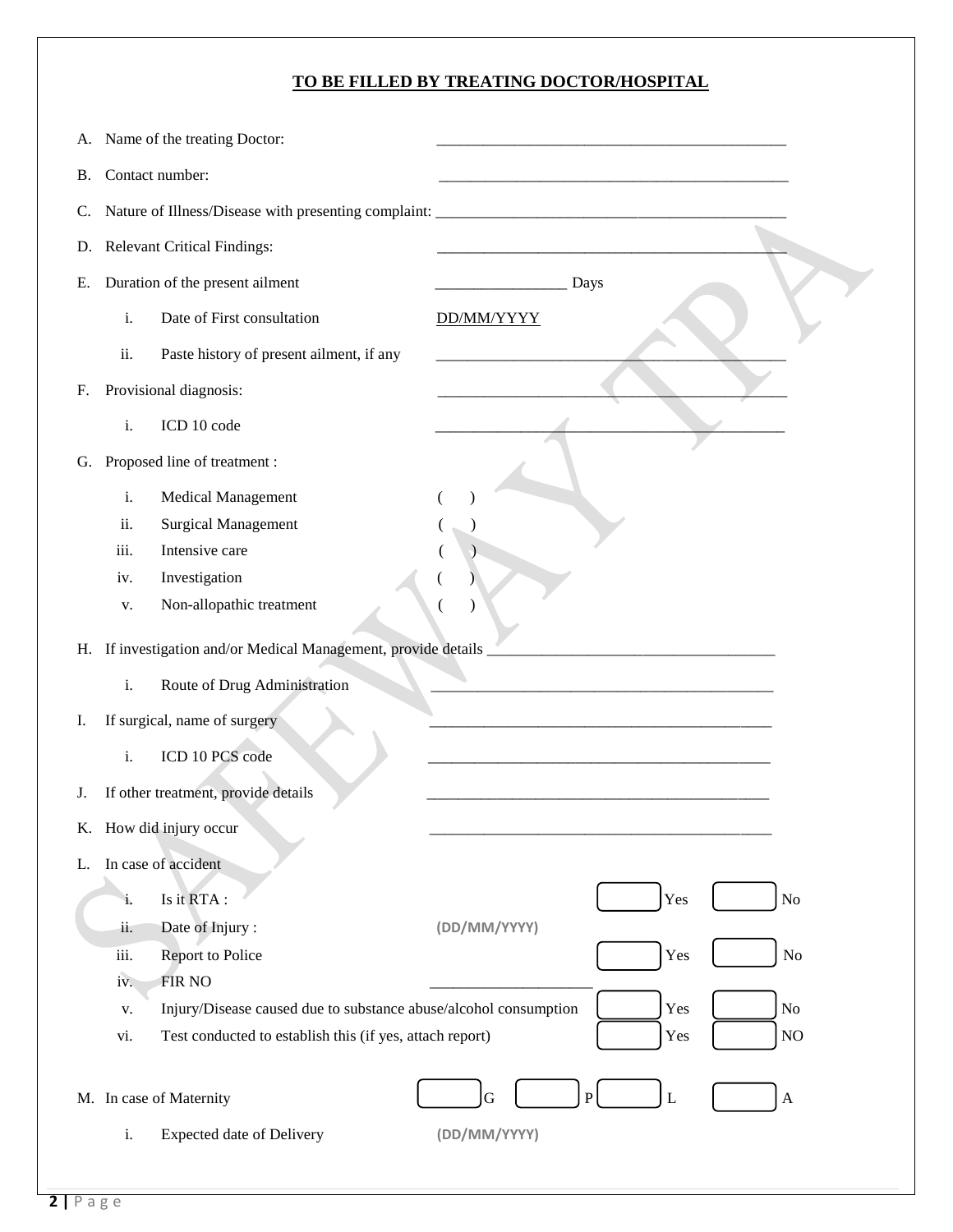## TO BE FILLED BY TREATING DOCTOR/HOSPITAL

A. Name of the treating Doctor: ____________________________________________

B. Contact number: ____________________________________________

C. Nature of Illness/Disease with presenting complaint: ____________________________________________

D. Relevant Critical Findings: ____________________________________________

E. Duration of the present ailment _________________ Days

  i. Date of First consultation DD/MM/YYYY

  ii. Paste history of present ailment, if any ____________________________________________

F. Provisional diagnosis: ____________________________________________

  i. ICD 10 code ____________________________________________

G. Proposed line of treatment :

  i. Medical Management ( )

  ii. Surgical Management ( )

  iii. Intensive care ( )

  iv. Investigation ( )

  v. Non-allopathic treatment ( )

H. If investigation and/or Medical Management, provide details ____________________________________

  i. Route of Drug Administration ____________________________________________

I. If surgical, name of surgery ____________________________________________

  i. ICD 10 PCS code ____________________________________________

J. If other treatment, provide details ____________________________________________

K. How did injury occur ____________________________________________

L. In case of accident

  i. Is it RTA : ☐ Yes ☐ No

  ii. Date of Injury : (DD/MM/YYYY)

  iii. Report to Police ☐ Yes ☐ No

  iv. FIR NO ____________________

  v. Injury/Disease caused due to substance abuse/alcohol consumption ☐ Yes ☐ No

  vi. Test conducted to establish this (if yes, attach report) ☐ Yes ☐ NO

M. In case of Maternity ☐ G ☐ P ☐ L ☐ A

  i. Expected date of Delivery (DD/MM/YYYY)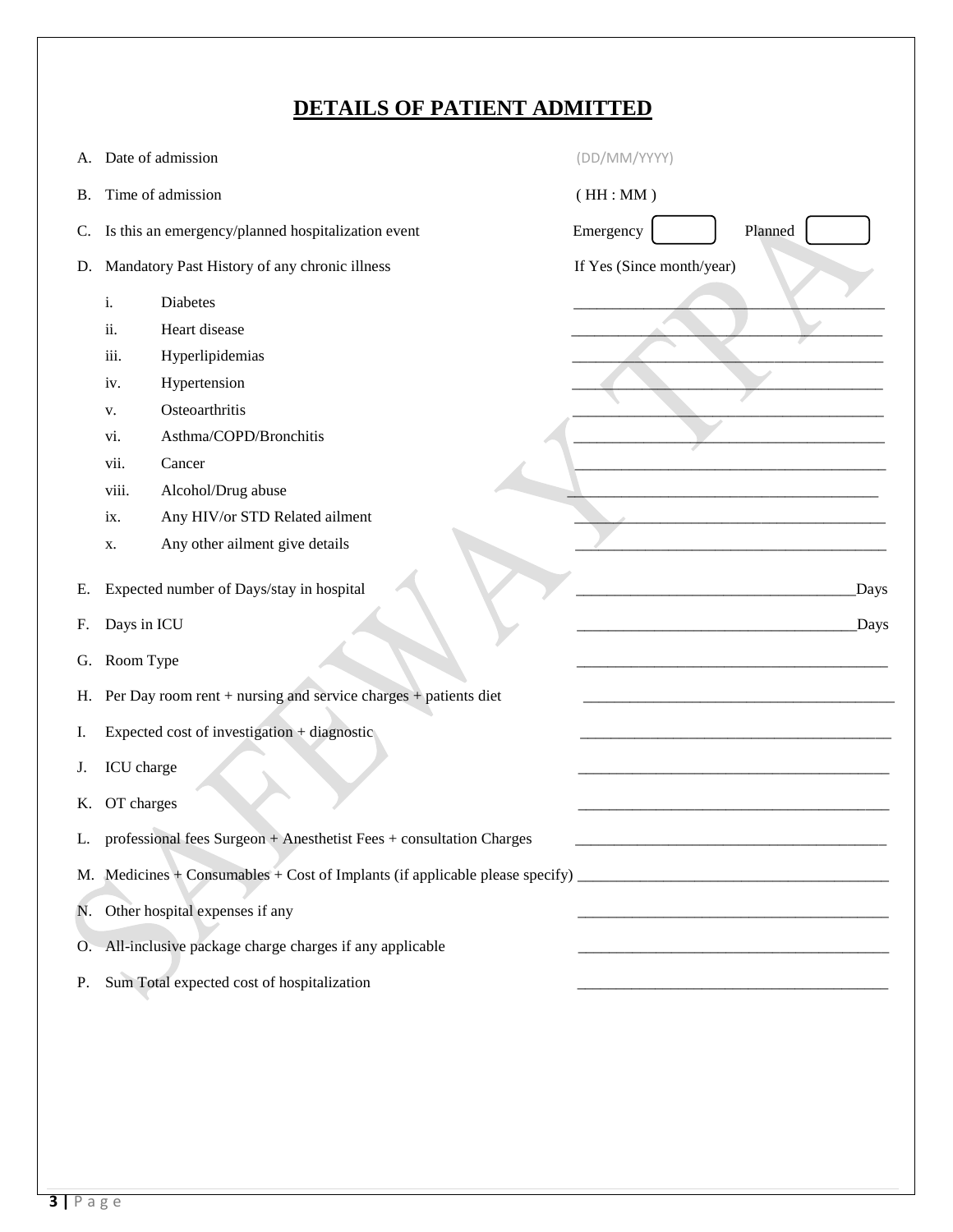# DETAILS OF PATIENT ADMITTED

A. Date of admission (DD/MM/YYYY)

B. Time of admission ( HH : MM )

C. Is this an emergency/planned hospitalization event Emergency ☐ Planned ☐

D. Mandatory Past History of any chronic illness If Yes (Since month/year)

- i. Diabetes ________________________________________
- ii. Heart disease ________________________________________
- iii. Hyperlipidemias ________________________________________
- iv. Hypertension ________________________________________
- v. Osteoarthritis ________________________________________
- vi. Asthma/COPD/Bronchitis ________________________________________
- vii. Cancer ________________________________________
- viii. Alcohol/Drug abuse ________________________________________
- ix. Any HIV/or STD Related ailment ________________________________________
- x. Any other ailment give details ________________________________________

E. Expected number of Days/stay in hospital ____________________________________Days

F. Days in ICU ____________________________________Days

G. Room Type ________________________________________

H. Per Day room rent + nursing and service charges + patients diet ________________________________________

I. Expected cost of investigation + diagnostic ________________________________________

J. ICU charge ________________________________________

K. OT charges ________________________________________

L. professional fees Surgeon + Anesthetist Fees + consultation Charges ________________________________________

M. Medicines + Consumables + Cost of Implants (if applicable please specify) ________________________________________

N. Other hospital expenses if any ________________________________________

O. All-inclusive package charge charges if any applicable ________________________________________

P. Sum Total expected cost of hospitalization ________________________________________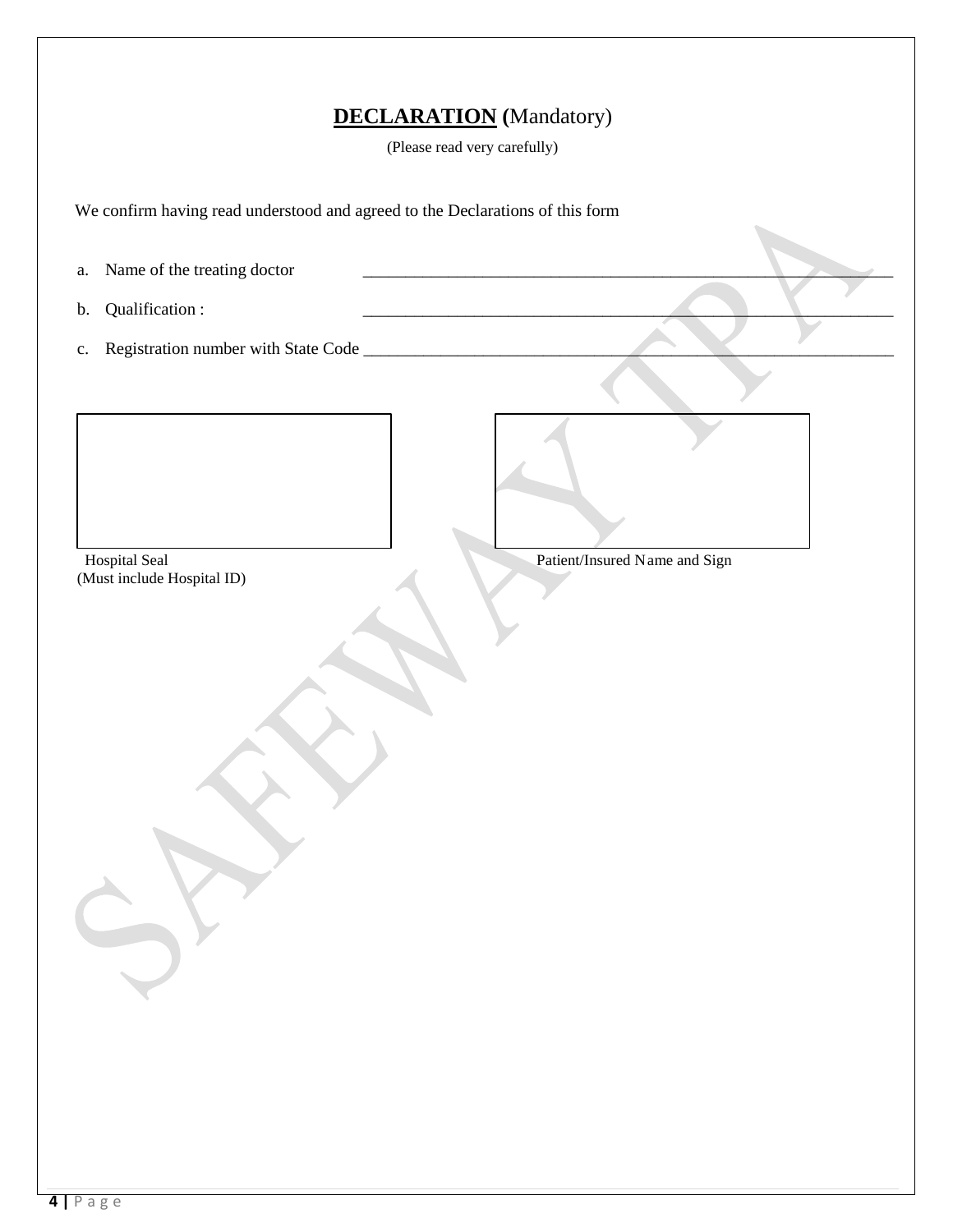# **DECLARATION** (Mandatory)

(Please read very carefully)

We confirm having read understood and agreed to the Declarations of this form

a. Name of the treating doctor ________________________________________________

b. Qualification : ________________________________________________

c. Registration number with State Code ________________________________________________

Hospital Seal
(Must include Hospital ID)

Patient/Insured Name and Sign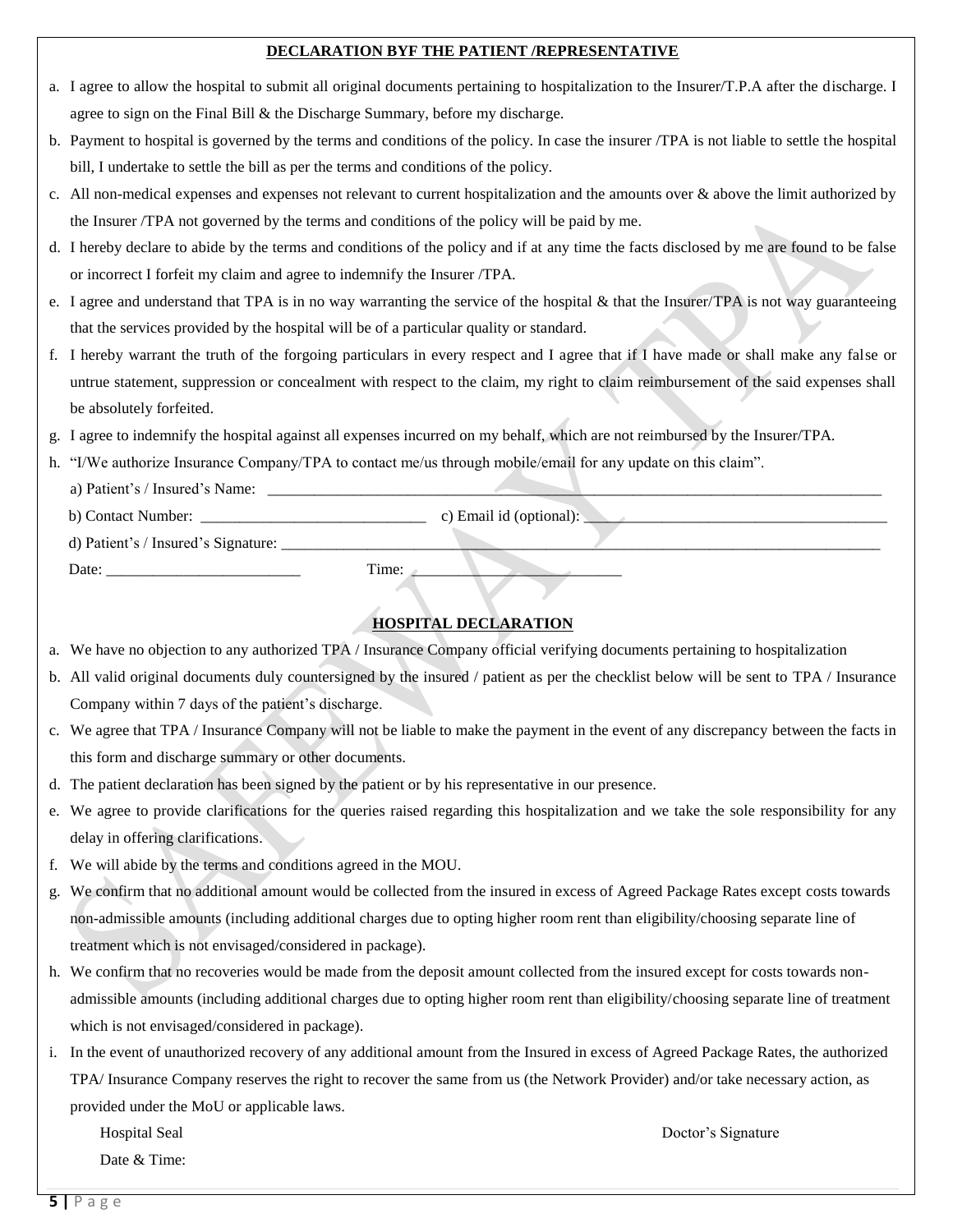## DECLARATION BYF THE PATIENT /REPRESENTATIVE

a. I agree to allow the hospital to submit all original documents pertaining to hospitalization to the Insurer/T.P.A after the discharge. I agree to sign on the Final Bill & the Discharge Summary, before my discharge.

b. Payment to hospital is governed by the terms and conditions of the policy. In case the insurer /TPA is not liable to settle the hospital bill, I undertake to settle the bill as per the terms and conditions of the policy.

c. All non-medical expenses and expenses not relevant to current hospitalization and the amounts over & above the limit authorized by the Insurer /TPA not governed by the terms and conditions of the policy will be paid by me.

d. I hereby declare to abide by the terms and conditions of the policy and if at any time the facts disclosed by me are found to be false or incorrect I forfeit my claim and agree to indemnify the Insurer /TPA.

e. I agree and understand that TPA is in no way warranting the service of the hospital & that the Insurer/TPA is not way guaranteeing that the services provided by the hospital will be of a particular quality or standard.

f. I hereby warrant the truth of the forgoing particulars in every respect and I agree that if I have made or shall make any false or untrue statement, suppression or concealment with respect to the claim, my right to claim reimbursement of the said expenses shall be absolutely forfeited.

g. I agree to indemnify the hospital against all expenses incurred on my behalf, which are not reimbursed by the Insurer/TPA.

h. "I/We authorize Insurance Company/TPA to contact me/us through mobile/email for any update on this claim".

a) Patient's / Insured's Name: ____________________

b) Contact Number: ____________________ c) Email id (optional): ____________________

d) Patient's / Insured's Signature: ____________________

Date: ____________________ Time: ____________________

## HOSPITAL DECLARATION

a. We have no objection to any authorized TPA / Insurance Company official verifying documents pertaining to hospitalization

b. All valid original documents duly countersigned by the insured / patient as per the checklist below will be sent to TPA / Insurance Company within 7 days of the patient's discharge.

c. We agree that TPA / Insurance Company will not be liable to make the payment in the event of any discrepancy between the facts in this form and discharge summary or other documents.

d. The patient declaration has been signed by the patient or by his representative in our presence.

e. We agree to provide clarifications for the queries raised regarding this hospitalization and we take the sole responsibility for any delay in offering clarifications.

f. We will abide by the terms and conditions agreed in the MOU.

g. We confirm that no additional amount would be collected from the insured in excess of Agreed Package Rates except costs towards non-admissible amounts (including additional charges due to opting higher room rent than eligibility/choosing separate line of treatment which is not envisaged/considered in package).

h. We confirm that no recoveries would be made from the deposit amount collected from the insured except for costs towards non-admissible amounts (including additional charges due to opting higher room rent than eligibility/choosing separate line of treatment which is not envisaged/considered in package).

i. In the event of unauthorized recovery of any additional amount from the Insured in excess of Agreed Package Rates, the authorized TPA/ Insurance Company reserves the right to recover the same from us (the Network Provider) and/or take necessary action, as provided under the MoU or applicable laws.

Hospital Seal

Doctor's Signature

Date & Time: